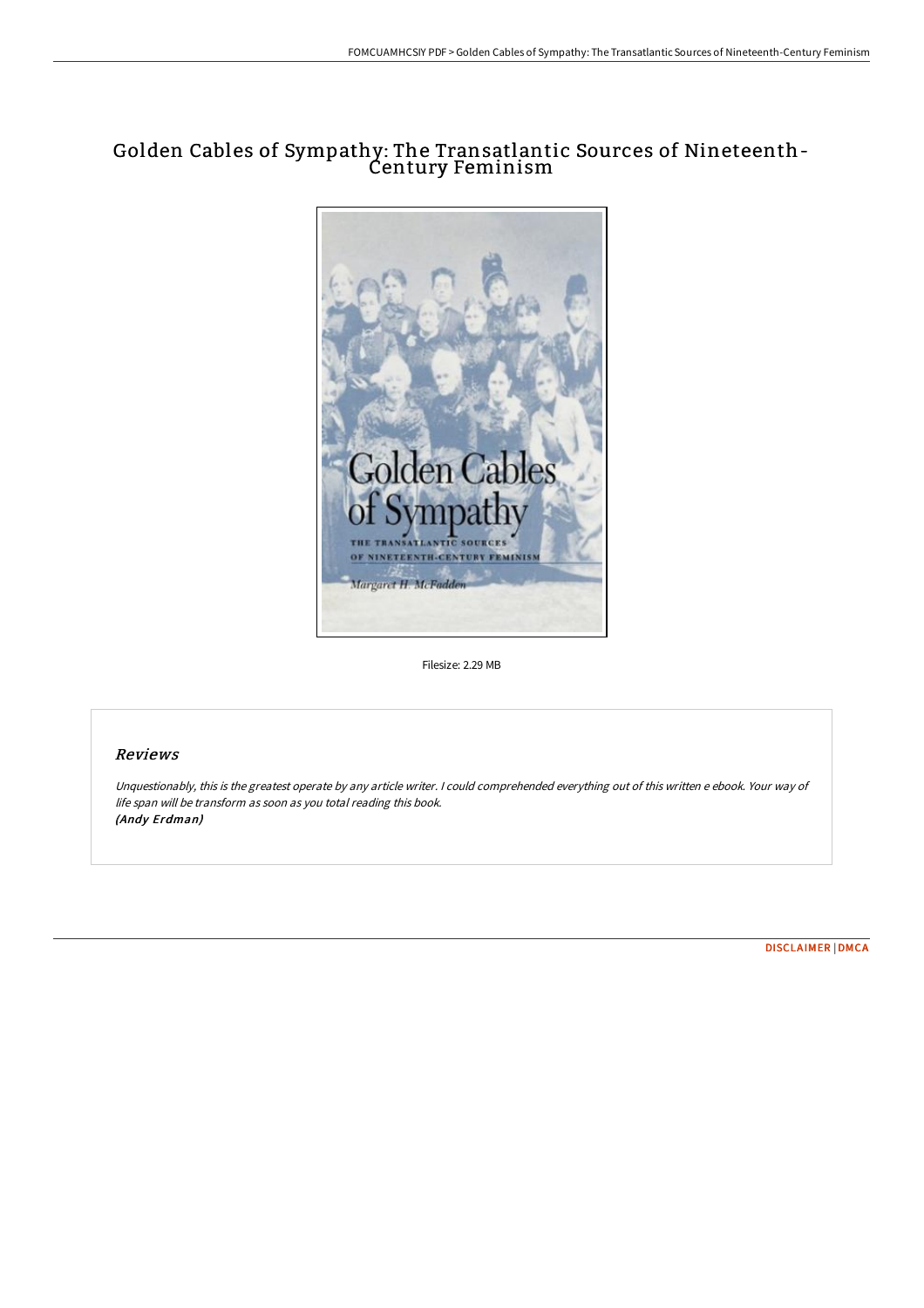# Golden Cables of Sympathy: The Transatlantic Sources of Nineteenth-Century Feminism

Filesize: 2.29 MB

## Reviews

*Unquestionably, this is the greatest operate by any article writer. I could comprehended everything out of this written e ebook. Your way of life span will be transform as soon as you total reading this book.*
*(Andy Erdman)*

DISCLAIMER | DMCA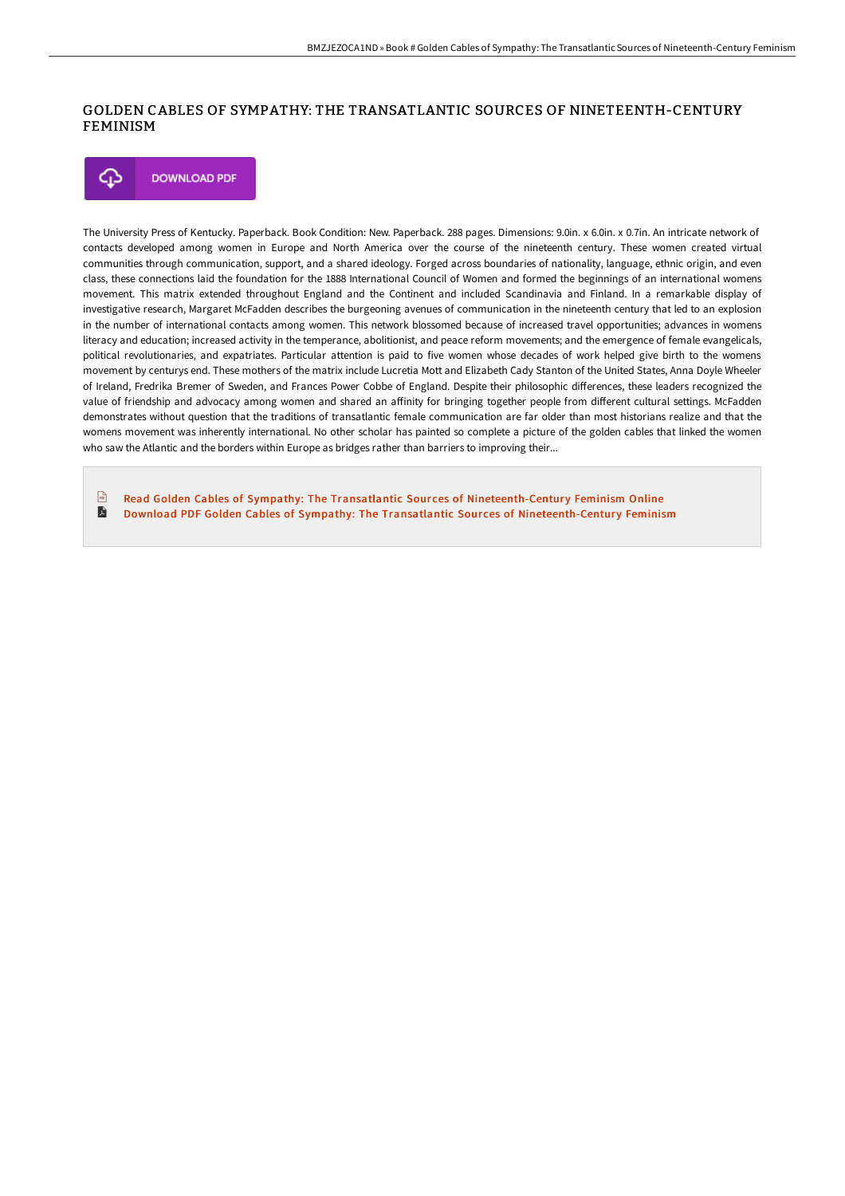# GOLDEN CABLES OF SYMPATHY: THE TRANSATLANTIC SOURCES OF NINETEENTH-CENTURY FEMINISM

DOWNLOAD PDF

The University Press of Kentucky. Paperback. Book Condition: New. Paperback. 288 pages. Dimensions: 9.0in. x 6.0in. x 0.7in. An intricate network of contacts developed among women in Europe and North America over the course of the nineteenth century. These women created virtual communities through communication, support, and a shared ideology. Forged across boundaries of nationality, language, ethnic origin, and even class, these connections laid the foundation for the 1888 International Council of Women and formed the beginnings of an international womens movement. This matrix extended throughout England and the Continent and included Scandinavia and Finland. In a remarkable display of investigative research, Margaret McFadden describes the burgeoning avenues of communication in the nineteenth century that led to an explosion in the number of international contacts among women. This network blossomed because of increased travel opportunities; advances in womens literacy and education; increased activity in the temperance, abolitionist, and peace reform movements; and the emergence of female evangelicals, political revolutionaries, and expatriates. Particular attention is paid to five women whose decades of work helped give birth to the womens movement by centurys end. These mothers of the matrix include Lucretia Mott and Elizabeth Cady Stanton of the United States, Anna Doyle Wheeler of Ireland, Fredrika Bremer of Sweden, and Frances Power Cobbe of England. Despite their philosophic differences, these leaders recognized the value of friendship and advocacy among women and shared an affinity for bringing together people from different cultural settings. McFadden demonstrates without question that the traditions of transatlantic female communication are far older than most historians realize and that the womens movement was inherently international. No other scholar has painted so complete a picture of the golden cables that linked the women who saw the Atlantic and the borders within Europe as bridges rather than barriers to improving their...

Read Golden Cables of Sympathy: The Transatlantic Sources of Nineteenth-Century Feminism Online

Download PDF Golden Cables of Sympathy: The Transatlantic Sources of Nineteenth-Century Feminism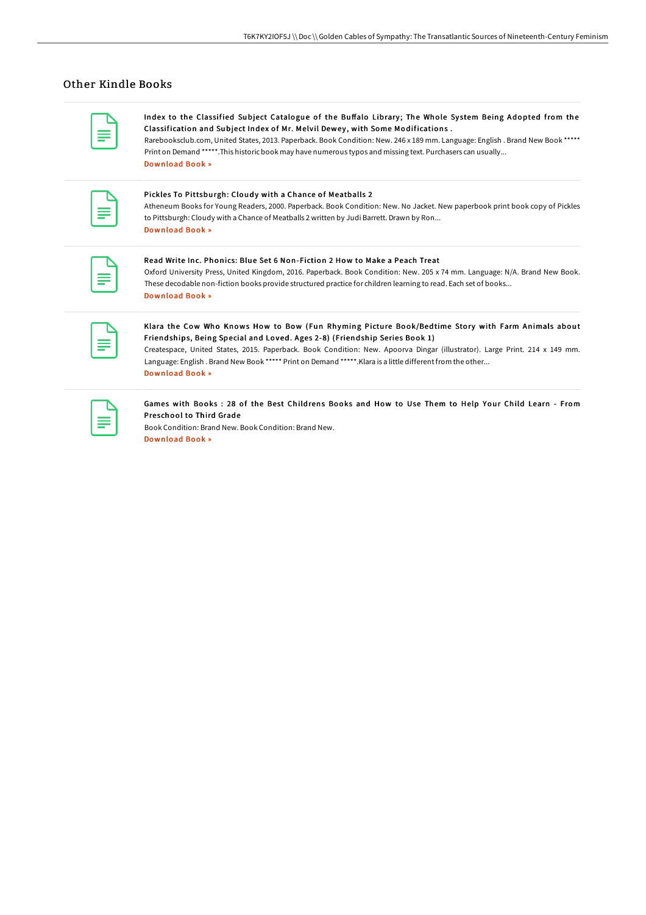## Other Kindle Books

**Index to the Classified Subject Catalogue of the Buffalo Library; The Whole System Being Adopted from the Classification and Subject Index of Mr. Melvil Dewey, with Some Modifications .**

Rarebooksclub.com, United States, 2013. Paperback. Book Condition: New. 246 x 189 mm. Language: English . Brand New Book ***** Print on Demand *****.This historic book may have numerous typos and missing text. Purchasers can usually...

Download Book »

**Pickles To Pittsburgh: Cloudy with a Chance of Meatballs 2**

Atheneum Books for Young Readers, 2000. Paperback. Book Condition: New. No Jacket. New paperbook print book copy of Pickles to Pittsburgh: Cloudy with a Chance of Meatballs 2 written by Judi Barrett. Drawn by Ron...

Download Book »

**Read Write Inc. Phonics: Blue Set 6 Non-Fiction 2 How to Make a Peach Treat**

Oxford University Press, United Kingdom, 2016. Paperback. Book Condition: New. 205 x 74 mm. Language: N/A. Brand New Book. These decodable non-fiction books provide structured practice for children learning to read. Each set of books...

Download Book »

**Klara the Cow Who Knows How to Bow (Fun Rhyming Picture Book/Bedtime Story with Farm Animals about Friendships, Being Special and Loved. Ages 2-8) (Friendship Series Book 1)**

Createspace, United States, 2015. Paperback. Book Condition: New. Apoorva Dingar (illustrator). Large Print. 214 x 149 mm. Language: English . Brand New Book ***** Print on Demand *****.Klara is a little different from the other...

Download Book »

**Games with Books : 28 of the Best Childrens Books and How to Use Them to Help Your Child Learn - From Preschool to Third Grade**

Book Condition: Brand New. Book Condition: Brand New.

Download Book »